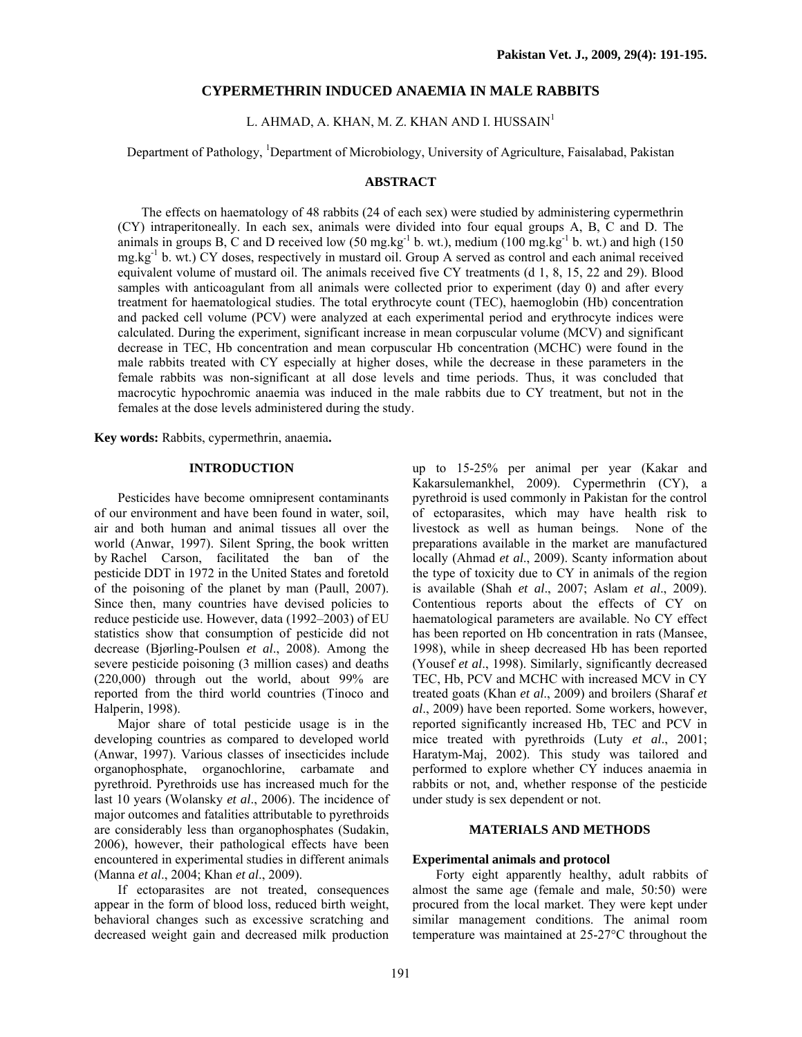# CYPERMETHRIN INDUCED ANAEMIA IN MALE RABBITS

L. AHMAD, A. KHAN, M. Z. KHAN AND I. HUSSAIN[1]

Department of Pathology, [1]Department of Microbiology, University of Agriculture, Faisalabad, Pakistan

## ABSTRACT

The effects on haematology of 48 rabbits (24 of each sex) were studied by administering cypermethrin (CY) intraperitoneally. In each sex, animals were divided into four equal groups A, B, C and D. The animals in groups B, C and D received low (50 mg.kg$^{-1}$ b. wt.), medium (100 mg.kg$^{-1}$ b. wt.) and high (150 mg.kg$^{-1}$ b. wt.) CY doses, respectively in mustard oil. Group A served as control and each animal received equivalent volume of mustard oil. The animals received five CY treatments (d 1, 8, 15, 22 and 29). Blood samples with anticoagulant from all animals were collected prior to experiment (day 0) and after every treatment for haematological studies. The total erythrocyte count (TEC), haemoglobin (Hb) concentration and packed cell volume (PCV) were analyzed at each experimental period and erythrocyte indices were calculated. During the experiment, significant increase in mean corpuscular volume (MCV) and significant decrease in TEC, Hb concentration and mean corpuscular Hb concentration (MCHC) were found in the male rabbits treated with CY especially at higher doses, while the decrease in these parameters in the female rabbits was non-significant at all dose levels and time periods. Thus, it was concluded that macrocytic hypochromic anaemia was induced in the male rabbits due to CY treatment, but not in the females at the dose levels administered during the study.

**Key words:** Rabbits, cypermethrin, anaemia**.**

## INTRODUCTION

Pesticides have become omnipresent contaminants of our environment and have been found in water, soil, air and both human and animal tissues all over the world (Anwar, 1997). Silent Spring, the book written by Rachel Carson, facilitated the ban of the pesticide DDT in 1972 in the United States and foretold of the poisoning of the planet by man (Paull, 2007). Since then, many countries have devised policies to reduce pesticide use. However, data (1992–2003) of EU statistics show that consumption of pesticide did not decrease (Bjørling-Poulsen *et al*., 2008). Among the severe pesticide poisoning (3 million cases) and deaths (220,000) through out the world, about 99% are reported from the third world countries (Tinoco and Halperin, 1998).

Major share of total pesticide usage is in the developing countries as compared to developed world (Anwar, 1997). Various classes of insecticides include organophosphate, organochlorine, carbamate and pyrethroid. Pyrethroids use has increased much for the last 10 years (Wolansky *et al*., 2006). The incidence of major outcomes and fatalities attributable to pyrethroids are considerably less than organophosphates (Sudakin, 2006), however, their pathological effects have been encountered in experimental studies in different animals (Manna *et al*., 2004; Khan *et al*., 2009).

If ectoparasites are not treated, consequences appear in the form of blood loss, reduced birth weight, behavioral changes such as excessive scratching and decreased weight gain and decreased milk production up to 15-25% per animal per year (Kakar and Kakarsulemankhel, 2009). Cypermethrin (CY), a pyrethroid is used commonly in Pakistan for the control of ectoparasites, which may have health risk to livestock as well as human beings. None of the preparations available in the market are manufactured locally (Ahmad *et al*., 2009). Scanty information about the type of toxicity due to CY in animals of the region is available (Shah *et al*., 2007; Aslam *et al*., 2009). Contentious reports about the effects of CY on haematological parameters are available. No CY effect has been reported on Hb concentration in rats (Mansee, 1998), while in sheep decreased Hb has been reported (Yousef *et al*., 1998). Similarly, significantly decreased TEC, Hb, PCV and MCHC with increased MCV in CY treated goats (Khan *et al*., 2009) and broilers (Sharaf *et al*., 2009) have been reported. Some workers, however, reported significantly increased Hb, TEC and PCV in mice treated with pyrethroids (Luty *et al*., 2001; Haratym-Maj, 2002). This study was tailored and performed to explore whether CY induces anaemia in rabbits or not, and, whether response of the pesticide under study is sex dependent or not.

## MATERIALS AND METHODS

### Experimental animals and protocol

Forty eight apparently healthy, adult rabbits of almost the same age (female and male, 50:50) were procured from the local market. They were kept under similar management conditions. The animal room temperature was maintained at 25-27°C throughout the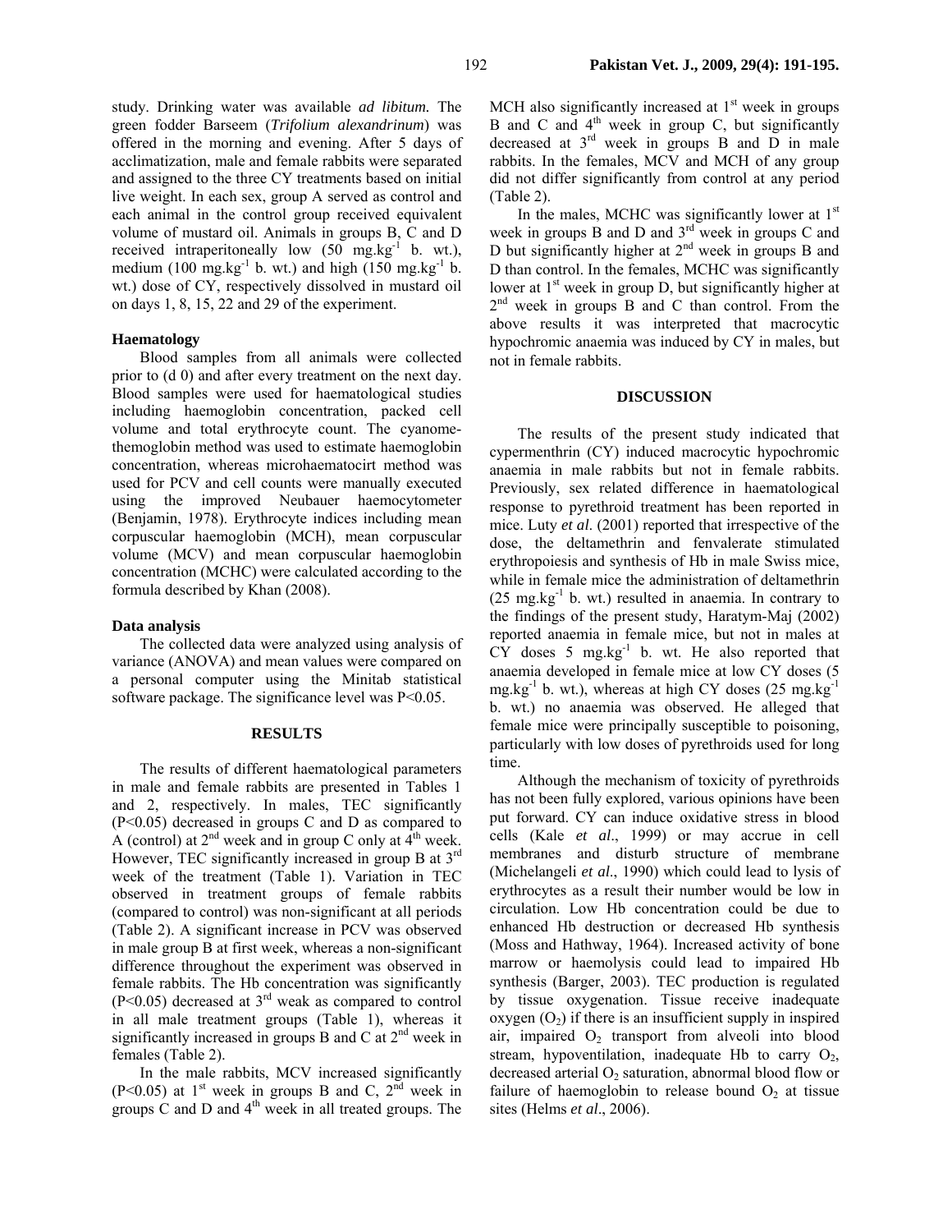study. Drinking water was available *ad libitum.* The green fodder Barseem (*Trifolium alexandrinum*) was offered in the morning and evening. After 5 days of acclimatization, male and female rabbits were separated and assigned to the three CY treatments based on initial live weight. In each sex, group A served as control and each animal in the control group received equivalent volume of mustard oil. Animals in groups B, C and D received intraperitoneally low (50 $mg.kg^{-1}$ b. wt.), medium (100 $mg.kg^{-1}$ b. wt.) and high (150 $mg.kg^{-1}$ b. wt.) dose of CY, respectively dissolved in mustard oil on days 1, 8, 15, 22 and 29 of the experiment.

### Haematology

Blood samples from all animals were collected prior to (d 0) and after every treatment on the next day. Blood samples were used for haematological studies including haemoglobin concentration, packed cell volume and total erythrocyte count. The cyanomethemoglobin method was used to estimate haemoglobin concentration, whereas microhaematocirt method was used for PCV and cell counts were manually executed using the improved Neubauer haemocytometer (Benjamin, 1978). Erythrocyte indices including mean corpuscular haemoglobin (MCH), mean corpuscular volume (MCV) and mean corpuscular haemoglobin concentration (MCHC) were calculated according to the formula described by Khan (2008).

### Data analysis

The collected data were analyzed using analysis of variance (ANOVA) and mean values were compared on a personal computer using the Minitab statistical software package. The significance level was $P<0.05$.

## RESULTS

The results of different haematological parameters in male and female rabbits are presented in Tables 1 and 2, respectively. In males, TEC significantly ($P<0.05$) decreased in groups C and D as compared to A (control) at 2nd week and in group C only at 4th week. However, TEC significantly increased in group B at 3rd week of the treatment (Table 1). Variation in TEC observed in treatment groups of female rabbits (compared to control) was non-significant at all periods (Table 2). A significant increase in PCV was observed in male group B at first week, whereas a non-significant difference throughout the experiment was observed in female rabbits. The Hb concentration was significantly ($P<0.05$) decreased at 3rd weak as compared to control in all male treatment groups (Table 1), whereas it significantly increased in groups B and C at 2nd week in females (Table 2).

In the male rabbits, MCV increased significantly ($P<0.05$) at 1st week in groups B and C, 2nd week in groups C and D and 4th week in all treated groups. The MCH also significantly increased at 1st week in groups B and C and 4th week in group C, but significantly decreased at 3rd week in groups B and D in male rabbits. In the females, MCV and MCH of any group did not differ significantly from control at any period (Table 2).

In the males, MCHC was significantly lower at 1st week in groups B and D and 3rd week in groups C and D but significantly higher at 2nd week in groups B and D than control. In the females, MCHC was significantly lower at 1st week in group D, but significantly higher at 2nd week in groups B and C than control. From the above results it was interpreted that macrocytic hypochromic anaemia was induced by CY in males, but not in female rabbits.

## DISCUSSION

The results of the present study indicated that cypermenthrin (CY) induced macrocytic hypochromic anaemia in male rabbits but not in female rabbits. Previously, sex related difference in haematological response to pyrethroid treatment has been reported in mice. Luty *et al.* (2001) reported that irrespective of the dose, the deltamethrin and fenvalerate stimulated erythropoiesis and synthesis of Hb in male Swiss mice, while in female mice the administration of deltamethrin (25 $mg.kg^{-1}$ b. wt.) resulted in anaemia. In contrary to the findings of the present study, Haratym-Maj (2002) reported anaemia in female mice, but not in males at CY doses 5 $mg.kg^{-1}$ b. wt. He also reported that anaemia developed in female mice at low CY doses (5 $mg.kg^{-1}$ b. wt.), whereas at high CY doses (25 $mg.kg^{-1}$ b. wt.) no anaemia was observed. He alleged that female mice were principally susceptible to poisoning, particularly with low doses of pyrethroids used for long time.

Although the mechanism of toxicity of pyrethroids has not been fully explored, various opinions have been put forward. CY can induce oxidative stress in blood cells (Kale *et al*., 1999) or may accrue in cell membranes and disturb structure of membrane (Michelangeli *et al.*, 1990) which could lead to lysis of erythrocytes as a result their number would be low in circulation. Low Hb concentration could be due to enhanced Hb destruction or decreased Hb synthesis (Moss and Hathway, 1964). Increased activity of bone marrow or haemolysis could lead to impaired Hb synthesis (Barger, 2003). TEC production is regulated by tissue oxygenation. Tissue receive inadequate oxygen ($O_2$) if there is an insufficient supply in inspired air, impaired $O_2$ transport from alveoli into blood stream, hypoventilation, inadequate Hb to carry $O_2$, decreased arterial $O_2$ saturation, abnormal blood flow or failure of haemoglobin to release bound $O_2$ at tissue sites (Helms *et al*., 2006).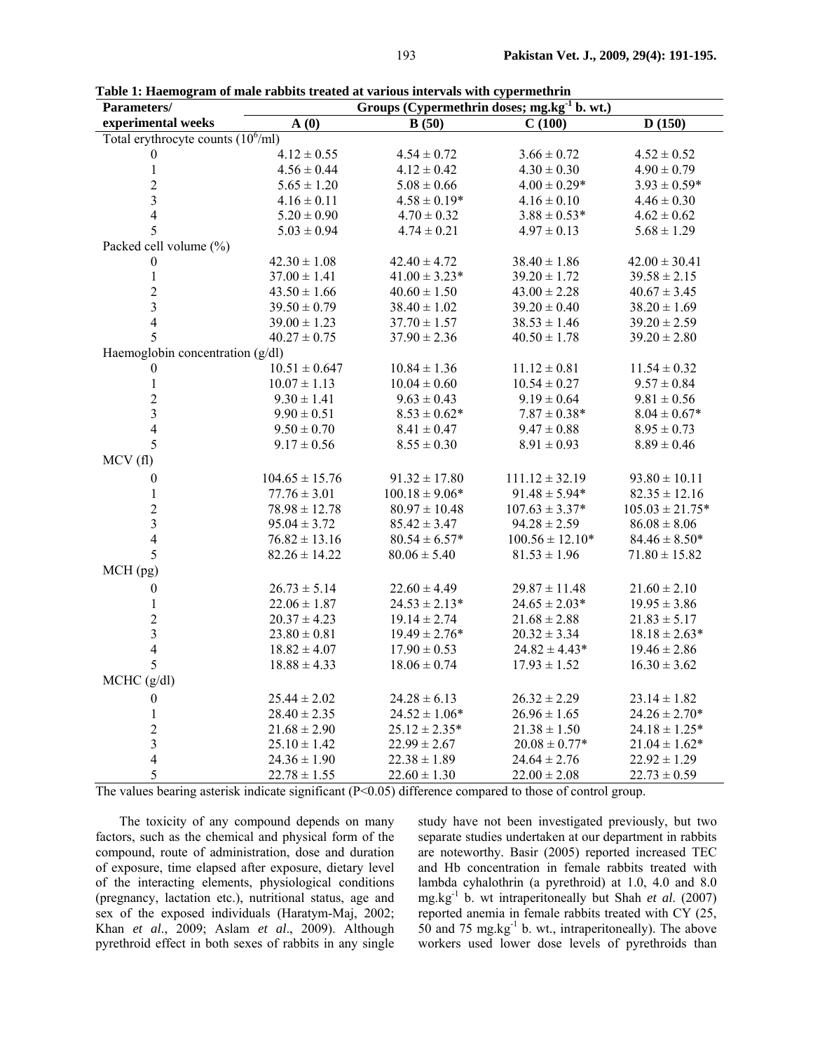**Table 1: Haemogram of male rabbits treated at various intervals with cypermethrin**

| Parameters/ | Groups (Cypermethrin doses; mg.kg$^{-1}$ b. wt.) | | | |
|---|---|---|---|---|
| experimental weeks | A (0) | B (50) | C (100) | D (150) |
| Total erythrocyte counts ($10^6$/ml) | | | | |
| 0 | 4.12 ± 0.55 | 4.54 ± 0.72 | 3.66 ± 0.72 | 4.52 ± 0.52 |
| 1 | 4.56 ± 0.44 | 4.12 ± 0.42 | 4.30 ± 0.30 | 4.90 ± 0.79 |
| 2 | 5.65 ± 1.20 | 5.08 ± 0.66 | 4.00 ± 0.29* | 3.93 ± 0.59* |
| 3 | 4.16 ± 0.11 | 4.58 ± 0.19* | 4.16 ± 0.10 | 4.46 ± 0.30 |
| 4 | 5.20 ± 0.90 | 4.70 ± 0.32 | 3.88 ± 0.53* | 4.62 ± 0.62 |
| 5 | 5.03 ± 0.94 | 4.74 ± 0.21 | 4.97 ± 0.13 | 5.68 ± 1.29 |
| Packed cell volume (%) | | | | |
| 0 | 42.30 ± 1.08 | 42.40 ± 4.72 | 38.40 ± 1.86 | 42.00 ± 30.41 |
| 1 | 37.00 ± 1.41 | 41.00 ± 3.23* | 39.20 ± 1.72 | 39.58 ± 2.15 |
| 2 | 43.50 ± 1.66 | 40.60 ± 1.50 | 43.00 ± 2.28 | 40.67 ± 3.45 |
| 3 | 39.50 ± 0.79 | 38.40 ± 1.02 | 39.20 ± 0.40 | 38.20 ± 1.69 |
| 4 | 39.00 ± 1.23 | 37.70 ± 1.57 | 38.53 ± 1.46 | 39.20 ± 2.59 |
| 5 | 40.27 ± 0.75 | 37.90 ± 2.36 | 40.50 ± 1.78 | 39.20 ± 2.80 |
| Haemoglobin concentration (g/dl) | | | | |
| 0 | 10.51 ± 0.647 | 10.84 ± 1.36 | 11.12 ± 0.81 | 11.54 ± 0.32 |
| 1 | 10.07 ± 1.13 | 10.04 ± 0.60 | 10.54 ± 0.27 | 9.57 ± 0.84 |
| 2 | 9.30 ± 1.41 | 9.63 ± 0.43 | 9.19 ± 0.64 | 9.81 ± 0.56 |
| 3 | 9.90 ± 0.51 | 8.53 ± 0.62* | 7.87 ± 0.38* | 8.04 ± 0.67* |
| 4 | 9.50 ± 0.70 | 8.41 ± 0.47 | 9.47 ± 0.88 | 8.95 ± 0.73 |
| 5 | 9.17 ± 0.56 | 8.55 ± 0.30 | 8.91 ± 0.93 | 8.89 ± 0.46 |
| MCV (fl) | | | | |
| 0 | 104.65 ± 15.76 | 91.32 ± 17.80 | 111.12 ± 32.19 | 93.80 ± 10.11 |
| 1 | 77.76 ± 3.01 | 100.18 ± 9.06* | 91.48 ± 5.94* | 82.35 ± 12.16 |
| 2 | 78.98 ± 12.78 | 80.97 ± 10.48 | 107.63 ± 3.37* | 105.03 ± 21.75* |
| 3 | 95.04 ± 3.72 | 85.42 ± 3.47 | 94.28 ± 2.59 | 86.08 ± 8.06 |
| 4 | 76.82 ± 13.16 | 80.54 ± 6.57* | 100.56 ± 12.10* | 84.46 ± 8.50* |
| 5 | 82.26 ± 14.22 | 80.06 ± 5.40 | 81.53 ± 1.96 | 71.80 ± 15.82 |
| MCH (pg) | | | | |
| 0 | 26.73 ± 5.14 | 22.60 ± 4.49 | 29.87 ± 11.48 | 21.60 ± 2.10 |
| 1 | 22.06 ± 1.87 | 24.53 ± 2.13* | 24.65 ± 2.03* | 19.95 ± 3.86 |
| 2 | 20.37 ± 4.23 | 19.14 ± 2.74 | 21.68 ± 2.88 | 21.83 ± 5.17 |
| 3 | 23.80 ± 0.81 | 19.49 ± 2.76* | 20.32 ± 3.34 | 18.18 ± 2.63* |
| 4 | 18.82 ± 4.07 | 17.90 ± 0.53 | 24.82 ± 4.43* | 19.46 ± 2.86 |
| 5 | 18.88 ± 4.33 | 18.06 ± 0.74 | 17.93 ± 1.52 | 16.30 ± 3.62 |
| MCHC (g/dl) | | | | |
| 0 | 25.44 ± 2.02 | 24.28 ± 6.13 | 26.32 ± 2.29 | 23.14 ± 1.82 |
| 1 | 28.40 ± 2.35 | 24.52 ± 1.06* | 26.96 ± 1.65 | 24.26 ± 2.70* |
| 2 | 21.68 ± 2.90 | 25.12 ± 2.35* | 21.38 ± 1.50 | 24.18 ± 1.25* |
| 3 | 25.10 ± 1.42 | 22.99 ± 2.67 | 20.08 ± 0.77* | 21.04 ± 1.62* |
| 4 | 24.36 ± 1.90 | 22.38 ± 1.89 | 24.64 ± 2.76 | 22.92 ± 1.29 |
| 5 | 22.78 ± 1.55 | 22.60 ± 1.30 | 22.00 ± 2.08 | 22.73 ± 0.59 |

The values bearing asterisk indicate significant ($P<0.05$) difference compared to those of control group.

The toxicity of any compound depends on many factors, such as the chemical and physical form of the compound, route of administration, dose and duration of exposure, time elapsed after exposure, dietary level of the interacting elements, physiological conditions (pregnancy, lactation etc.), nutritional status, age and sex of the exposed individuals (Haratym-Maj, 2002; Khan *et al*., 2009; Aslam *et al*., 2009). Although pyrethroid effect in both sexes of rabbits in any single study have not been investigated previously, but two separate studies undertaken at our department in rabbits are noteworthy. Basir (2005) reported increased TEC and Hb concentration in female rabbits treated with lambda cyhalothrin (a pyrethroid) at 1.0, 4.0 and 8.0 mg.kg$^{-1}$ b. wt intraperitoneally but Shah *et al*. (2007) reported anemia in female rabbits treated with CY (25, 50 and 75 mg.kg$^{-1}$ b. wt., intraperitoneally). The above workers used lower dose levels of pyrethroids than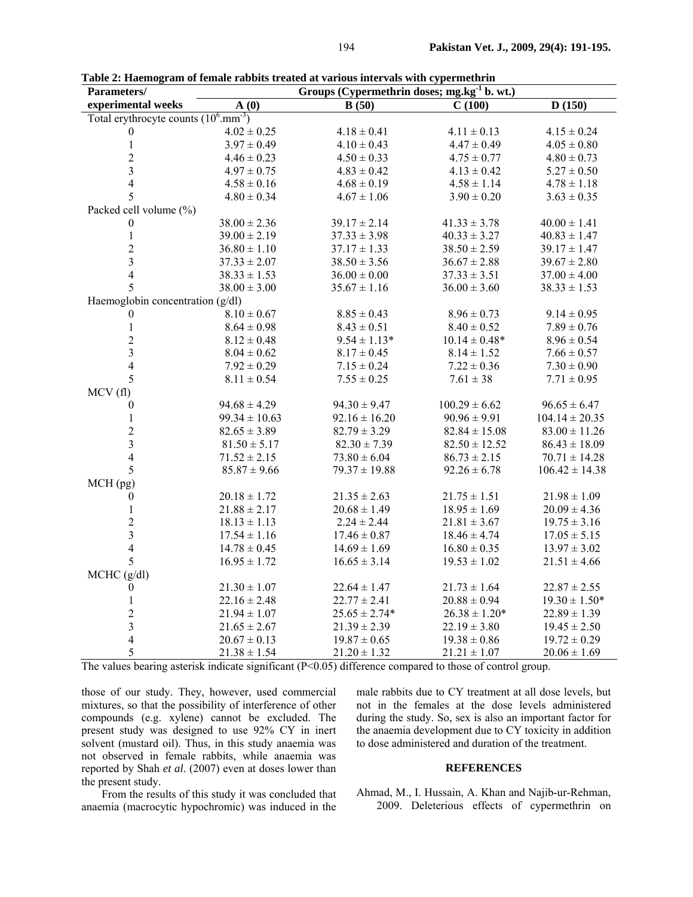**Table 2: Haemogram of female rabbits treated at various intervals with cypermethrin**

| Parameters/ experimental weeks | Groups (Cypermethrin doses; mg.kg$^{-1}$ b. wt.) | | | |
|---|---|---|---|---|
| | A (0) | B (50) | C (100) | D (150) |
| Total erythrocyte counts ($10^6$.mm$^{-3}$) | | | | |
| 0 | 4.02 ± 0.25 | 4.18 ± 0.41 | 4.11 ± 0.13 | 4.15 ± 0.24 |
| 1 | 3.97 ± 0.49 | 4.10 ± 0.43 | 4.47 ± 0.49 | 4.05 ± 0.80 |
| 2 | 4.46 ± 0.23 | 4.50 ± 0.33 | 4.75 ± 0.77 | 4.80 ± 0.73 |
| 3 | 4.97 ± 0.75 | 4.83 ± 0.42 | 4.13 ± 0.42 | 5.27 ± 0.50 |
| 4 | 4.58 ± 0.16 | 4.68 ± 0.19 | 4.58 ± 1.14 | 4.78 ± 1.18 |
| 5 | 4.80 ± 0.34 | 4.67 ± 1.06 | 3.90 ± 0.20 | 3.63 ± 0.35 |
| Packed cell volume (%) | | | | |
| 0 | 38.00 ± 2.36 | 39.17 ± 2.14 | 41.33 ± 3.78 | 40.00 ± 1.41 |
| 1 | 39.00 ± 2.19 | 37.33 ± 3.98 | 40.33 ± 3.27 | 40.83 ± 1.47 |
| 2 | 36.80 ± 1.10 | 37.17 ± 1.33 | 38.50 ± 2.59 | 39.17 ± 1.47 |
| 3 | 37.33 ± 2.07 | 38.50 ± 3.56 | 36.67 ± 2.88 | 39.67 ± 2.80 |
| 4 | 38.33 ± 1.53 | 36.00 ± 0.00 | 37.33 ± 3.51 | 37.00 ± 4.00 |
| 5 | 38.00 ± 3.00 | 35.67 ± 1.16 | 36.00 ± 3.60 | 38.33 ± 1.53 |
| Haemoglobin concentration (g/dl) | | | | |
| 0 | 8.10 ± 0.67 | 8.85 ± 0.43 | 8.96 ± 0.73 | 9.14 ± 0.95 |
| 1 | 8.64 ± 0.98 | 8.43 ± 0.51 | 8.40 ± 0.52 | 7.89 ± 0.76 |
| 2 | 8.12 ± 0.48 | 9.54 ± 1.13* | 10.14 ± 0.48* | 8.96 ± 0.54 |
| 3 | 8.04 ± 0.62 | 8.17 ± 0.45 | 8.14 ± 1.52 | 7.66 ± 0.57 |
| 4 | 7.92 ± 0.29 | 7.15 ± 0.24 | 7.22 ± 0.36 | 7.30 ± 0.90 |
| 5 | 8.11 ± 0.54 | 7.55 ± 0.25 | 7.61 ± 38 | 7.71 ± 0.95 |
| MCV (fl) | | | | |
| 0 | 94.68 ± 4.29 | 94.30 ± 9.47 | 100.29 ± 6.62 | 96.65 ± 6.47 |
| 1 | 99.34 ± 10.63 | 92.16 ± 16.20 | 90.96 ± 9.91 | 104.14 ± 20.35 |
| 2 | 82.65 ± 3.89 | 82.79 ± 3.29 | 82.84 ± 15.08 | 83.00 ± 11.26 |
| 3 | 81.50 ± 5.17 | 82.30 ± 7.39 | 82.50 ± 12.52 | 86.43 ± 18.09 |
| 4 | 71.52 ± 2.15 | 73.80 ± 6.04 | 86.73 ± 2.15 | 70.71 ± 14.28 |
| 5 | 85.87 ± 9.66 | 79.37 ± 19.88 | 92.26 ± 6.78 | 106.42 ± 14.38 |
| MCH (pg) | | | | |
| 0 | 20.18 ± 1.72 | 21.35 ± 2.63 | 21.75 ± 1.51 | 21.98 ± 1.09 |
| 1 | 21.88 ± 2.17 | 20.68 ± 1.49 | 18.95 ± 1.69 | 20.09 ± 4.36 |
| 2 | 18.13 ± 1.13 | 2.24 ± 2.44 | 21.81 ± 3.67 | 19.75 ± 3.16 |
| 3 | 17.54 ± 1.16 | 17.46 ± 0.87 | 18.46 ± 4.74 | 17.05 ± 5.15 |
| 4 | 14.78 ± 0.45 | 14.69 ± 1.69 | 16.80 ± 0.35 | 13.97 ± 3.02 |
| 5 | 16.95 ± 1.72 | 16.65 ± 3.14 | 19.53 ± 1.02 | 21.51 ± 4.66 |
| MCHC (g/dl) | | | | |
| 0 | 21.30 ± 1.07 | 22.64 ± 1.47 | 21.73 ± 1.64 | 22.87 ± 2.55 |
| 1 | 22.16 ± 2.48 | 22.77 ± 2.41 | 20.88 ± 0.94 | 19.30 ± 1.50* |
| 2 | 21.94 ± 1.07 | 25.65 ± 2.74* | 26.38 ± 1.20* | 22.89 ± 1.39 |
| 3 | 21.65 ± 2.67 | 21.39 ± 2.39 | 22.19 ± 3.80 | 19.45 ± 2.50 |
| 4 | 20.67 ± 0.13 | 19.87 ± 0.65 | 19.38 ± 0.86 | 19.72 ± 0.29 |
| 5 | 21.38 ± 1.54 | 21.20 ± 1.32 | 21.21 ± 1.07 | 20.06 ± 1.69 |

The values bearing asterisk indicate significant ($P<0.05$) difference compared to those of control group.

those of our study. They, however, used commercial mixtures, so that the possibility of interference of other compounds (e.g. xylene) cannot be excluded. The present study was designed to use 92% CY in inert solvent (mustard oil). Thus, in this study anaemia was not observed in female rabbits, while anaemia was reported by Shah *et al*. (2007) even at doses lower than the present study.

From the results of this study it was concluded that anaemia (macrocytic hypochromic) was induced in the male rabbits due to CY treatment at all dose levels, but not in the females at the dose levels administered during the study. So, sex is also an important factor for the anaemia development due to CY toxicity in addition to dose administered and duration of the treatment.

## REFERENCES

Ahmad, M., I. Hussain, A. Khan and Najib-ur-Rehman, 2009. Deleterious effects of cypermethrin on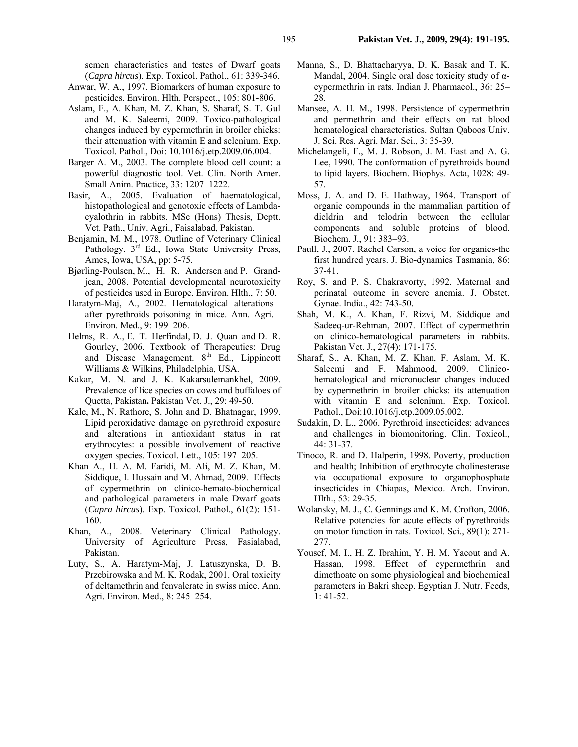semen characteristics and testes of Dwarf goats (*Capra hircus*). Exp. Toxicol. Pathol., 61: 339-346.

Anwar, W. A., 1997. Biomarkers of human exposure to pesticides. Environ. Hlth. Perspect., 105: 801-806.

Aslam, F., A. Khan, M. Z. Khan, S. Sharaf, S. T. Gul and M. K. Saleemi, 2009. Toxico-pathological changes induced by cypermethrin in broiler chicks: their attenuation with vitamin E and selenium. Exp. Toxicol. Pathol., Doi: 10.1016/j.etp.2009.06.004.

Barger A. M., 2003. The complete blood cell count: a powerful diagnostic tool. Vet. Clin. North Amer. Small Anim. Practice, 33: 1207–1222.

Basir, A., 2005. Evaluation of haematological, histopathological and genotoxic effects of Lambda-cyalothrin in rabbits. MSc (Hons) Thesis, Deptt. Vet. Path., Univ. Agri., Faisalabad, Pakistan.

Benjamin, M. M., 1978. Outline of Veterinary Clinical Pathology. 3rd Ed., Iowa State University Press, Ames, Iowa, USA, pp: 5-75.

Bjørling-Poulsen, M., H. R. Andersen and P. Grandjean, 2008. Potential developmental neurotoxicity of pesticides used in Europe. Environ. Hlth., 7: 50.

Haratym-Maj, A., 2002. Hematological alterations after pyrethroids poisoning in mice. Ann. Agri. Environ. Med., 9: 199–206.

Helms, R. A., E. T. Herfindal, D. J. Quan and D. R. Gourley, 2006. Textbook of Therapeutics: Drug and Disease Management. 8th Ed., Lippincott Williams & Wilkins, Philadelphia, USA.

Kakar, M. N. and J. K. Kakarsulemankhel, 2009. Prevalence of lice species on cows and buffaloes of Quetta, Pakistan**.** Pakistan Vet. J., 29: 49-50.

Kale, M., N. Rathore, S. John and D. Bhatnagar, 1999. Lipid peroxidative damage on pyrethroid exposure and alterations in antioxidant status in rat erythrocytes: a possible involvement of reactive oxygen species. Toxicol. Lett., 105: 197–205.

Khan A., H. A. M. Faridi, M. Ali, M. Z. Khan, M. Siddique, I. Hussain and M. Ahmad, 2009. Effects of cypermethrin on clinico-hemato-biochemical and pathological parameters in male Dwarf goats (*Capra hircus*). Exp. Toxicol. Pathol., 61(2): 151-160.

Khan, A., 2008. Veterinary Clinical Pathology. University of Agriculture Press, Fasialabad, Pakistan.

Luty, S., A. Haratym-Maj, J. Latuszynska, D. B. Przebirowska and M. K. Rodak, 2001. Oral toxicity of deltamethrin and fenvalerate in swiss mice. Ann. Agri. Environ. Med., 8: 245–254.

Manna, S., D. Bhattacharyya, D. K. Basak and T. K. Mandal, 2004. Single oral dose toxicity study of α-cypermethrin in rats. Indian J. Pharmacol., 36: 25–28.

Mansee, A. H. M., 1998. Persistence of cypermethrin and permethrin and their effects on rat blood hematological characteristics. Sultan Qaboos Univ. J. Sci. Res. Agri. Mar. Sci., 3: 35-39.

Michelangeli, F., M. J. Robson, J. M. East and A. G. Lee, 1990. The conformation of pyrethroids bound to lipid layers. Biochem. Biophys. Acta, 1028: 49-57.

Moss, J. A. and D. E. Hathway, 1964. Transport of organic compounds in the mammalian partition of dieldrin and telodrin between the cellular components and soluble proteins of blood. Biochem. J., 91: 383–93.

Paull, J., 2007. Rachel Carson, a voice for organics-the first hundred years. J. Bio-dynamics Tasmania, 86: 37-41.

Roy, S. and P. S. Chakravorty, 1992. Maternal and perinatal outcome in severe anemia. J. Obstet. Gynae. India., 42: 743-50.

Shah, M. K., A. Khan, F. Rizvi, M. Siddique and Sadeeq-ur-Rehman, 2007. Effect of cypermethrin on clinico-hematological parameters in rabbits. Pakistan Vet. J., 27(4): 171-175.

Sharaf, S., A. Khan, M. Z. Khan, F. Aslam, M. K. Saleemi and F. Mahmood, 2009. Clinico-hematological and micronuclear changes induced by cypermethrin in broiler chicks: its attenuation with vitamin E and selenium. Exp. Toxicol. Pathol., Doi:10.1016/j.etp.2009.05.002.

Sudakin, D. L., 2006. Pyrethroid insecticides: advances and challenges in biomonitoring. Clin. Toxicol., 44: 31-37.

Tinoco, R. and D. Halperin, 1998. Poverty, production and health; Inhibition of erythrocyte cholinesterase via occupational exposure to organophosphate insecticides in Chiapas, Mexico. Arch. Environ. Hlth., 53: 29-35.

Wolansky, M. J., C. Gennings and K. M. Crofton, 2006. Relative potencies for acute effects of pyrethroids on motor function in rats. Toxicol. Sci., 89(1): 271-277.

Yousef, M. I., H. Z. Ibrahim, Y. H. M. Yacout and A. Hassan, 1998. Effect of cypermethrin and dimethoate on some physiological and biochemical parameters in Bakri sheep. Egyptian J. Nutr. Feeds, 1: 41-52.